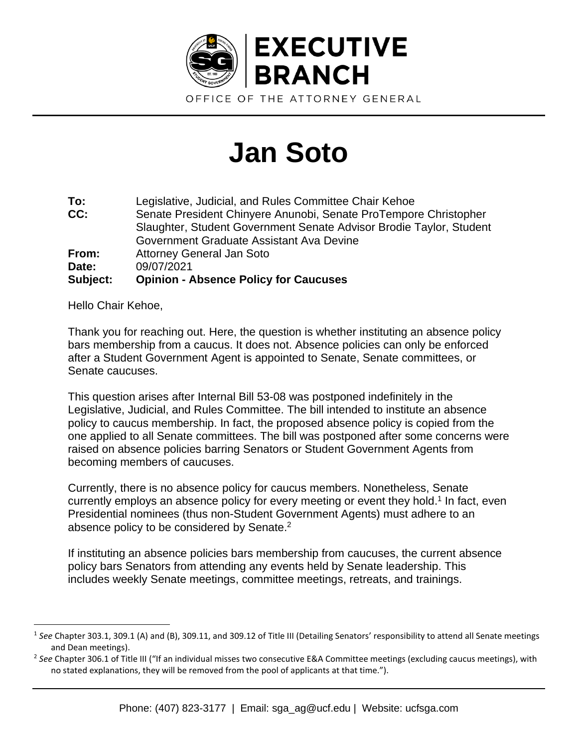EXECUTIVE BRANCH

OFFICE OF THE ATTORNEY GENERAL

# Jan Soto

**To:** Legislative, Judicial, and Rules Committee Chair Kehoe
**CC:** Senate President Chinyere Anunobi, Senate ProTempore Christopher Slaughter, Student Government Senate Advisor Brodie Taylor, Student Government Graduate Assistant Ava Devine
**From:** Attorney General Jan Soto
**Date:** 09/07/2021
**Subject:** **Opinion - Absence Policy for Caucuses**

Hello Chair Kehoe,

Thank you for reaching out. Here, the question is whether instituting an absence policy bars membership from a caucus. It does not. Absence policies can only be enforced after a Student Government Agent is appointed to Senate, Senate committees, or Senate caucuses.

This question arises after Internal Bill 53-08 was postponed indefinitely in the Legislative, Judicial, and Rules Committee. The bill intended to institute an absence policy to caucus membership. In fact, the proposed absence policy is copied from the one applied to all Senate committees. The bill was postponed after some concerns were raised on absence policies barring Senators or Student Government Agents from becoming members of caucuses.

Currently, there is no absence policy for caucus members. Nonetheless, Senate currently employs an absence policy for every meeting or event they hold.[1] In fact, even Presidential nominees (thus non-Student Government Agents) must adhere to an absence policy to be considered by Senate.[2]

If instituting an absence policies bars membership from caucuses, the current absence policy bars Senators from attending any events held by Senate leadership. This includes weekly Senate meetings, committee meetings, retreats, and trainings.

---

[1] *See* Chapter 303.1, 309.1 (A) and (B), 309.11, and 309.12 of Title III (Detailing Senators' responsibility to attend all Senate meetings and Dean meetings).

[2] *See* Chapter 306.1 of Title III ("If an individual misses two consecutive E&A Committee meetings (excluding caucus meetings), with no stated explanations, they will be removed from the pool of applicants at that time.").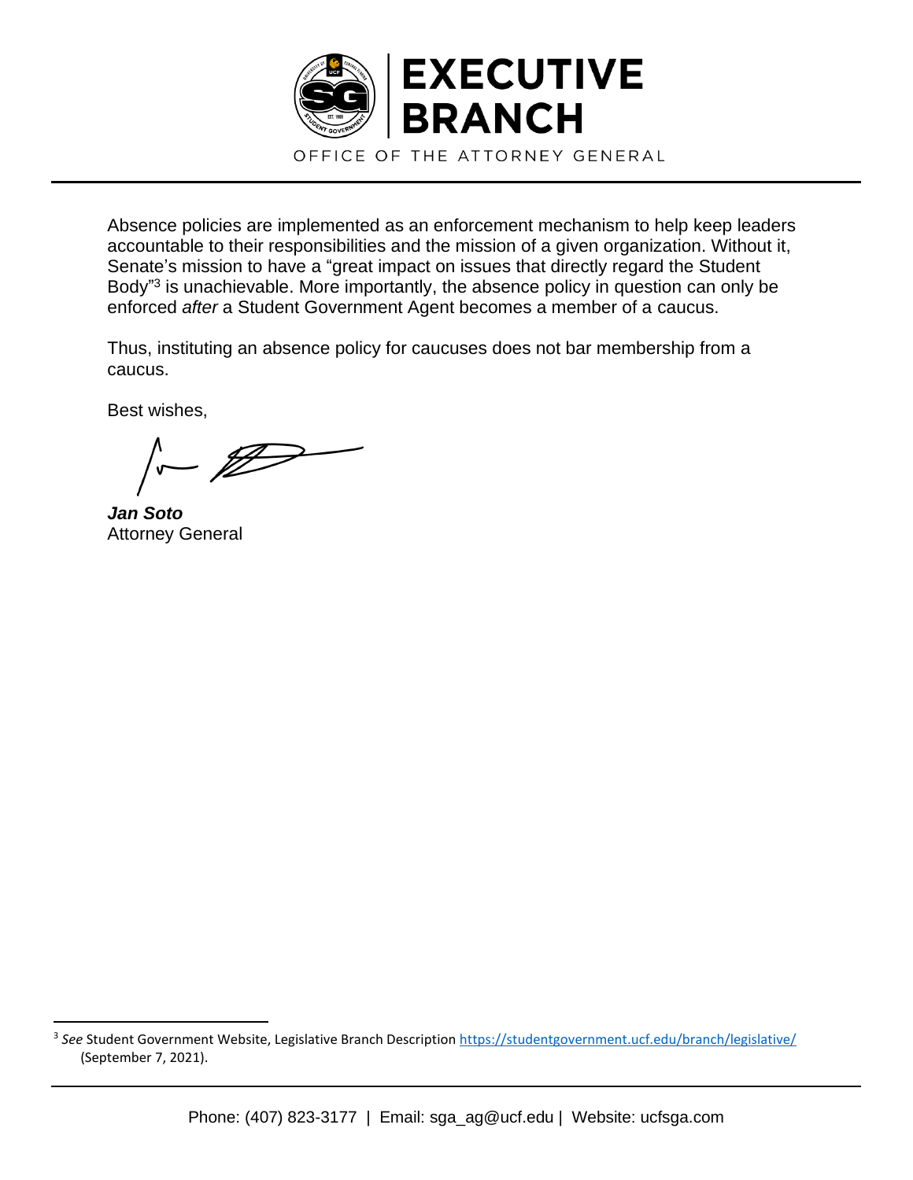Absence policies are implemented as an enforcement mechanism to help keep leaders accountable to their responsibilities and the mission of a given organization. Without it, Senate's mission to have a "great impact on issues that directly regard the Student Body"[3] is unachievable. More importantly, the absence policy in question can only be enforced *after* a Student Government Agent becomes a member of a caucus.

Thus, instituting an absence policy for caucuses does not bar membership from a caucus.

Best wishes,

***Jan Soto***
Attorney General

---

[3] *See* Student Government Website, Legislative Branch Description https://studentgovernment.ucf.edu/branch/legislative/ (September 7, 2021).